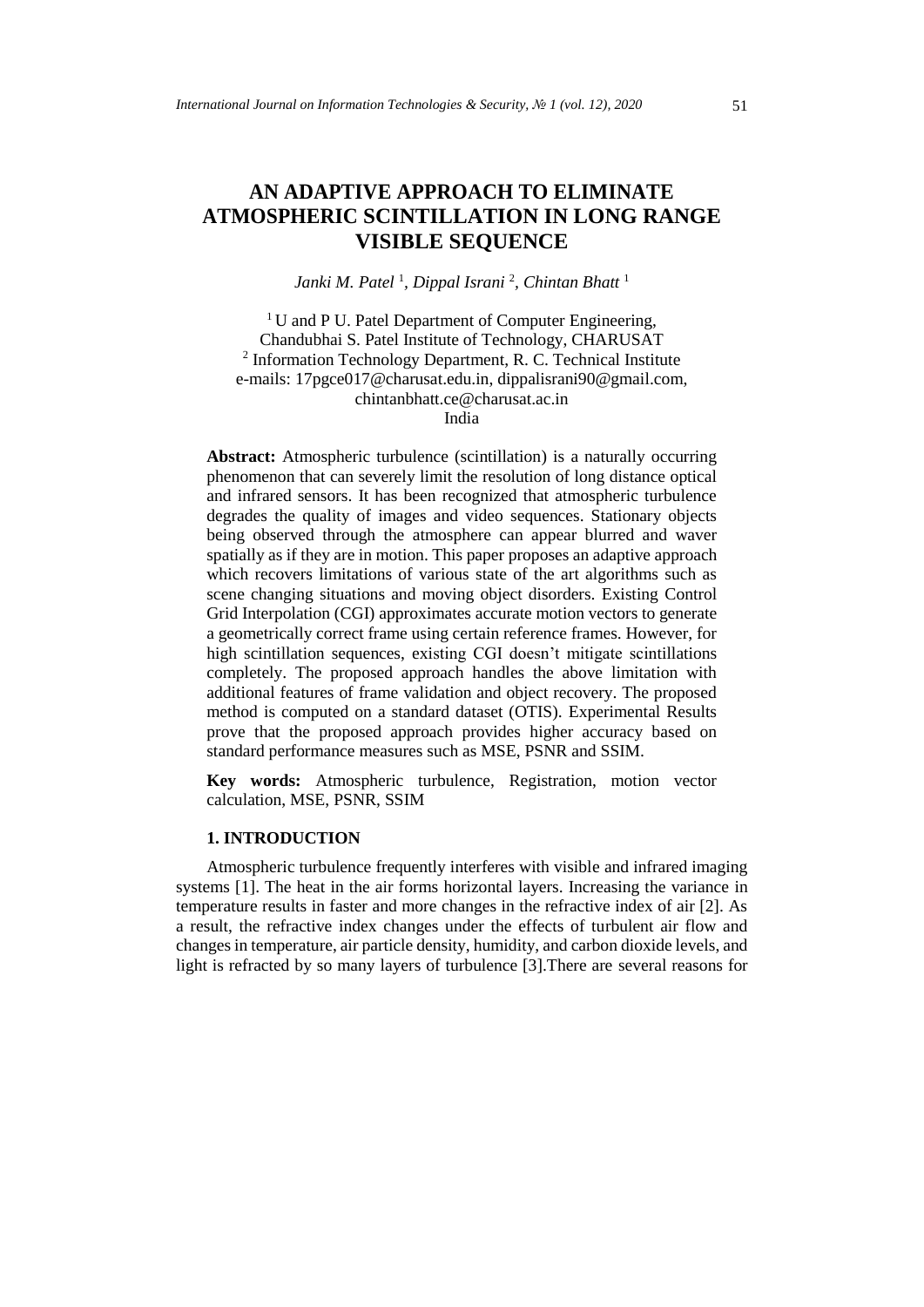# AN ADAPTIVE APPROACH TO ELIMINATE ATMOSPHERIC SCINTILLATION IN LONG RANGE VISIBLE SEQUENCE

*Janki M. Patel* [1], *Dippal Israni* [2], *Chintan Bhatt* [1]

[1] U and P U. Patel Department of Computer Engineering, Chandubhai S. Patel Institute of Technology, CHARUSAT
[2] Information Technology Department, R. C. Technical Institute
e-mails: 17pgce017@charusat.edu.in, dippalisrani90@gmail.com, chintanbhatt.ce@charusat.ac.in
India

**Abstract:** Atmospheric turbulence (scintillation) is a naturally occurring phenomenon that can severely limit the resolution of long distance optical and infrared sensors. It has been recognized that atmospheric turbulence degrades the quality of images and video sequences. Stationary objects being observed through the atmosphere can appear blurred and waver spatially as if they are in motion. This paper proposes an adaptive approach which recovers limitations of various state of the art algorithms such as scene changing situations and moving object disorders. Existing Control Grid Interpolation (CGI) approximates accurate motion vectors to generate a geometrically correct frame using certain reference frames. However, for high scintillation sequences, existing CGI doesn't mitigate scintillations completely. The proposed approach handles the above limitation with additional features of frame validation and object recovery. The proposed method is computed on a standard dataset (OTIS). Experimental Results prove that the proposed approach provides higher accuracy based on standard performance measures such as MSE, PSNR and SSIM.

**Key words:** Atmospheric turbulence, Registration, motion vector calculation, MSE, PSNR, SSIM

## 1. INTRODUCTION

Atmospheric turbulence frequently interferes with visible and infrared imaging systems [1]. The heat in the air forms horizontal layers. Increasing the variance in temperature results in faster and more changes in the refractive index of air [2]. As a result, the refractive index changes under the effects of turbulent air flow and changes in temperature, air particle density, humidity, and carbon dioxide levels, and light is refracted by so many layers of turbulence [3].There are several reasons for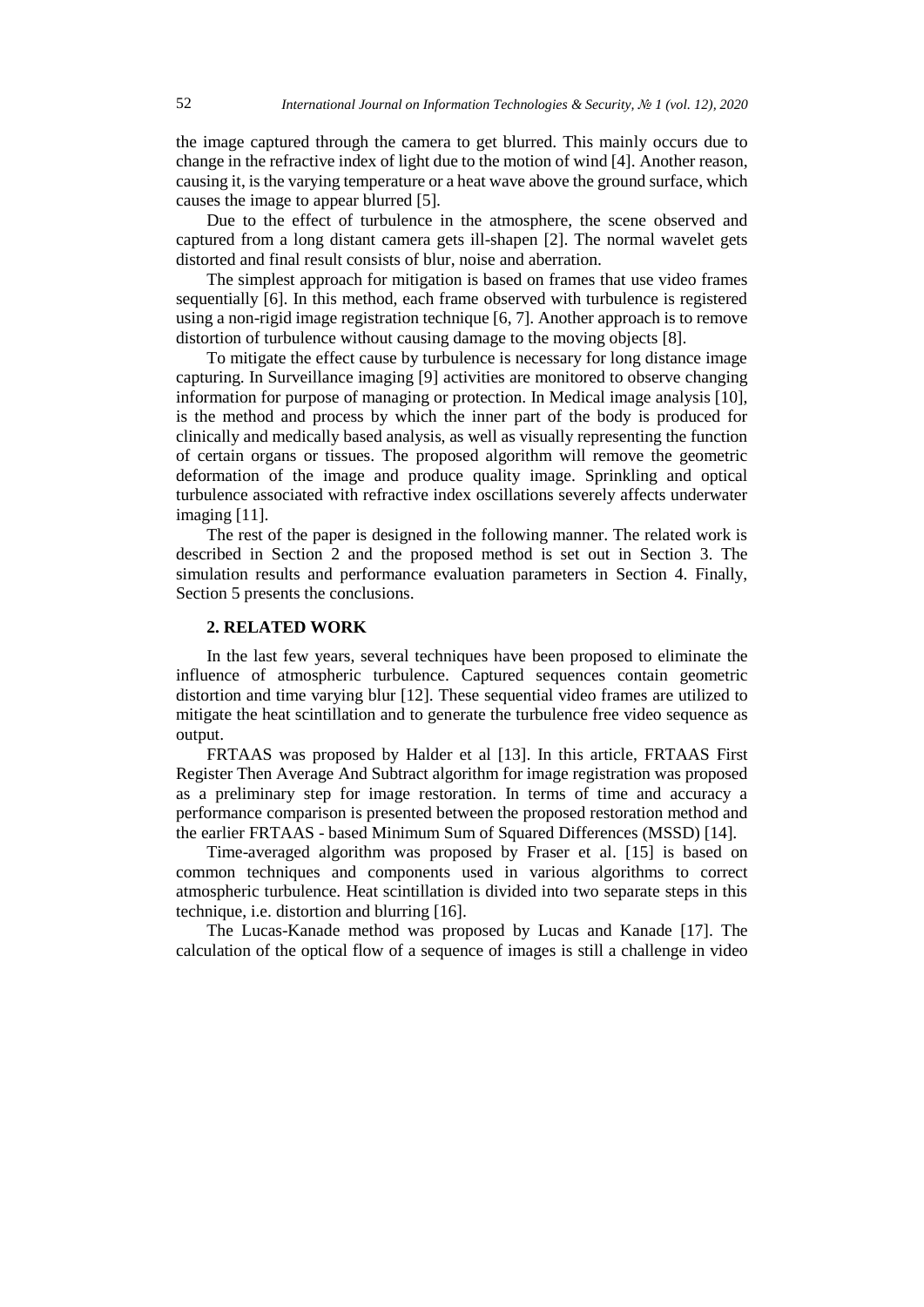the image captured through the camera to get blurred. This mainly occurs due to change in the refractive index of light due to the motion of wind [4]. Another reason, causing it, is the varying temperature or a heat wave above the ground surface, which causes the image to appear blurred [5].

Due to the effect of turbulence in the atmosphere, the scene observed and captured from a long distant camera gets ill-shapen [2]. The normal wavelet gets distorted and final result consists of blur, noise and aberration.

The simplest approach for mitigation is based on frames that use video frames sequentially [6]. In this method, each frame observed with turbulence is registered using a non-rigid image registration technique [6, 7]. Another approach is to remove distortion of turbulence without causing damage to the moving objects [8].

To mitigate the effect cause by turbulence is necessary for long distance image capturing. In Surveillance imaging [9] activities are monitored to observe changing information for purpose of managing or protection. In Medical image analysis [10], is the method and process by which the inner part of the body is produced for clinically and medically based analysis, as well as visually representing the function of certain organs or tissues. The proposed algorithm will remove the geometric deformation of the image and produce quality image. Sprinkling and optical turbulence associated with refractive index oscillations severely affects underwater imaging [11].

The rest of the paper is designed in the following manner. The related work is described in Section 2 and the proposed method is set out in Section 3. The simulation results and performance evaluation parameters in Section 4. Finally, Section 5 presents the conclusions.

## 2. RELATED WORK

In the last few years, several techniques have been proposed to eliminate the influence of atmospheric turbulence. Captured sequences contain geometric distortion and time varying blur [12]. These sequential video frames are utilized to mitigate the heat scintillation and to generate the turbulence free video sequence as output.

FRTAAS was proposed by Halder et al [13]. In this article, FRTAAS First Register Then Average And Subtract algorithm for image registration was proposed as a preliminary step for image restoration. In terms of time and accuracy a performance comparison is presented between the proposed restoration method and the earlier FRTAAS - based Minimum Sum of Squared Differences (MSSD) [14].

Time-averaged algorithm was proposed by Fraser et al. [15] is based on common techniques and components used in various algorithms to correct atmospheric turbulence. Heat scintillation is divided into two separate steps in this technique, i.e. distortion and blurring [16].

The Lucas-Kanade method was proposed by Lucas and Kanade [17]. The calculation of the optical flow of a sequence of images is still a challenge in video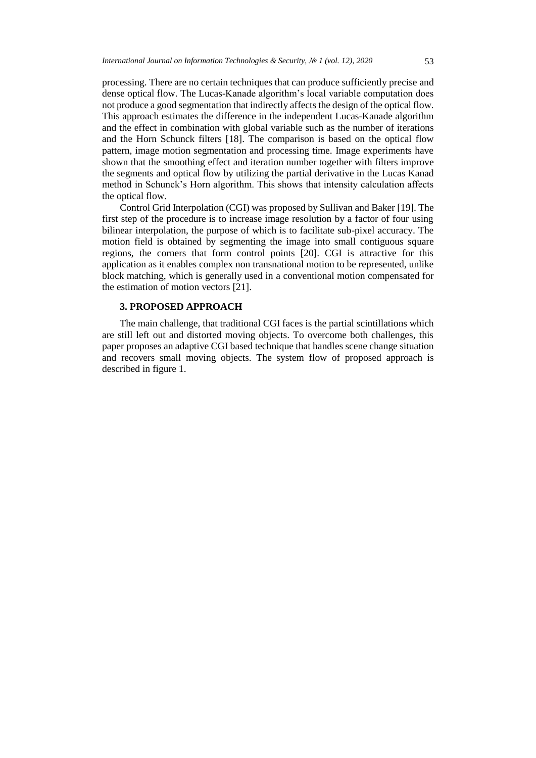processing. There are no certain techniques that can produce sufficiently precise and dense optical flow. The Lucas-Kanade algorithm's local variable computation does not produce a good segmentation that indirectly affects the design of the optical flow. This approach estimates the difference in the independent Lucas-Kanade algorithm and the effect in combination with global variable such as the number of iterations and the Horn Schunck filters [18]. The comparison is based on the optical flow pattern, image motion segmentation and processing time. Image experiments have shown that the smoothing effect and iteration number together with filters improve the segments and optical flow by utilizing the partial derivative in the Lucas Kanad method in Schunck's Horn algorithm. This shows that intensity calculation affects the optical flow.

Control Grid Interpolation (CGI) was proposed by Sullivan and Baker [19]. The first step of the procedure is to increase image resolution by a factor of four using bilinear interpolation, the purpose of which is to facilitate sub-pixel accuracy. The motion field is obtained by segmenting the image into small contiguous square regions, the corners that form control points [20]. CGI is attractive for this application as it enables complex non transnational motion to be represented, unlike block matching, which is generally used in a conventional motion compensated for the estimation of motion vectors [21].

## 3. PROPOSED APPROACH

The main challenge, that traditional CGI faces is the partial scintillations which are still left out and distorted moving objects. To overcome both challenges, this paper proposes an adaptive CGI based technique that handles scene change situation and recovers small moving objects. The system flow of proposed approach is described in figure 1.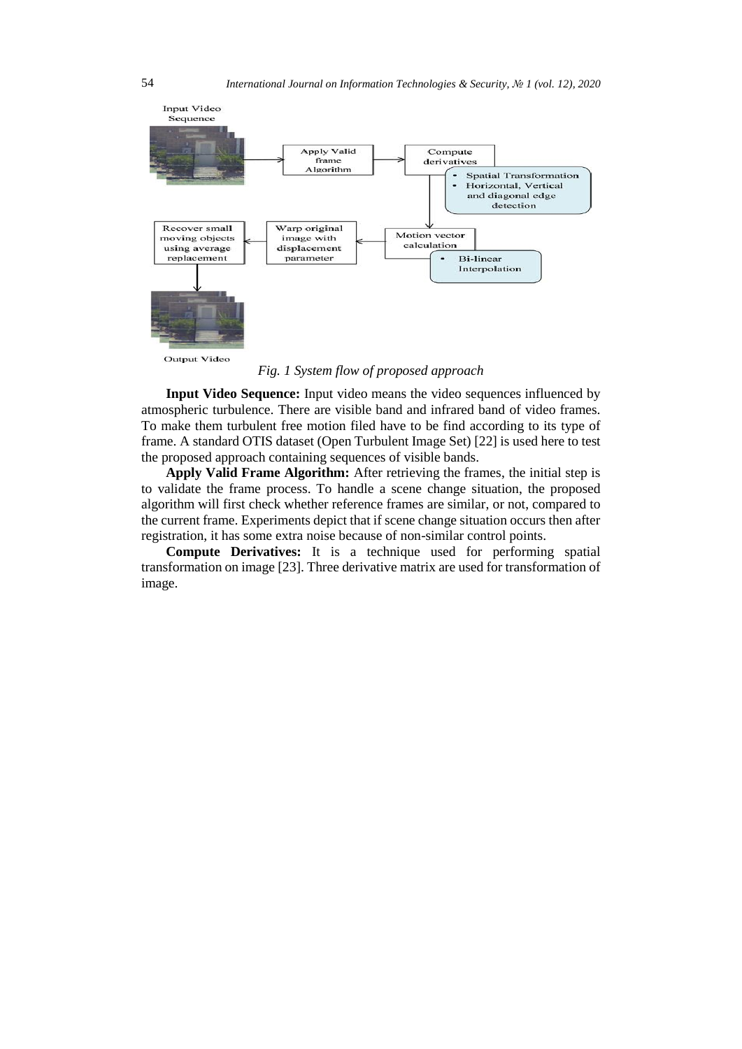*Fig. 1 System flow of proposed approach*

**Input Video Sequence:** Input video means the video sequences influenced by atmospheric turbulence. There are visible band and infrared band of video frames. To make them turbulent free motion filed have to be find according to its type of frame. A standard OTIS dataset (Open Turbulent Image Set) [22] is used here to test the proposed approach containing sequences of visible bands.

**Apply Valid Frame Algorithm:** After retrieving the frames, the initial step is to validate the frame process. To handle a scene change situation, the proposed algorithm will first check whether reference frames are similar, or not, compared to the current frame. Experiments depict that if scene change situation occurs then after registration, it has some extra noise because of non-similar control points.

**Compute Derivatives:** It is a technique used for performing spatial transformation on image [23]. Three derivative matrix are used for transformation of image.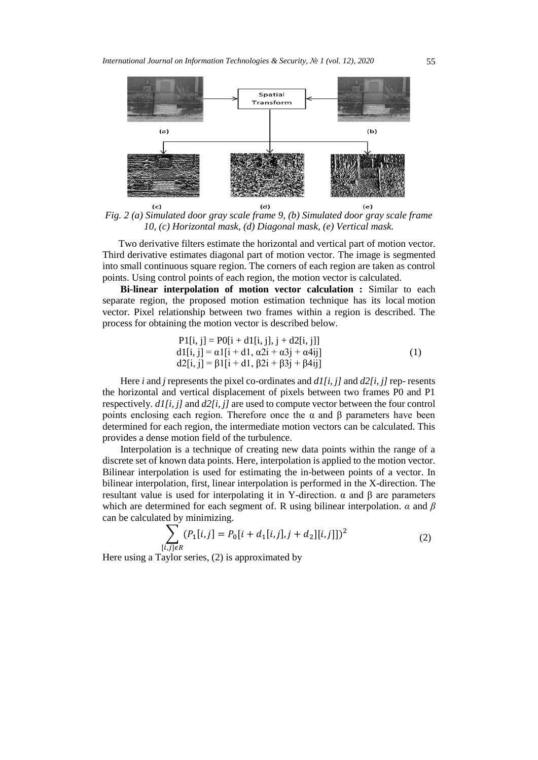Fig. 2 *(a) Simulated door gray scale frame 9, (b) Simulated door gray scale frame 10, (c) Horizontal mask, (d) Diagonal mask, (e) Vertical mask.*

Two derivative filters estimate the horizontal and vertical part of motion vector. Third derivative estimates diagonal part of motion vector. The image is segmented into small continuous square region. The corners of each region are taken as control points. Using control points of each region, the motion vector is calculated.

**Bi-linear interpolation of motion vector calculation :** Similar to each separate region, the proposed motion estimation technique has its local motion vector. Pixel relationship between two frames within a region is described. The process for obtaining the motion vector is described below.

$$
\begin{aligned}
&P1[i, j] = P0[i + d1[i, j], j + d2[i, j]] \\
&d1[i, j] = \alpha 1[i + d1, \alpha 2i + \alpha 3j + \alpha 4ij] \\
&d2[i, j] = \beta 1[i + d1, \beta 2i + \beta 3j + \beta 4ij]
\end{aligned} \tag{1}
$$

Here $i$ and $j$ represents the pixel co-ordinates and $d1[i, j]$ and $d2[i, j]$ rep- resents the horizontal and vertical displacement of pixels between two frames P0 and P1 respectively. $d1[i, j]$ and $d2[i, j]$ are used to compute vector between the four control points enclosing each region. Therefore once the α and β parameters have been determined for each region, the intermediate motion vectors can be calculated. This provides a dense motion field of the turbulence.

Interpolation is a technique of creating new data points within the range of a discrete set of known data points. Here, interpolation is applied to the motion vector. Bilinear interpolation is used for estimating the in-between points of a vector. In bilinear interpolation, first, linear interpolation is performed in the X-direction. The resultant value is used for interpolating it in Y-direction. α and β are parameters which are determined for each segment of. R using bilinear interpolation. $\alpha$ and $\beta$ can be calculated by minimizing.

$$
\sum_{[i,j]\epsilon R} (P_1[i,j] = P_0[i + d_1[i,j], j + d_2][i,j]])^2 \tag{2}
$$

Here using a Taylor series, (2) is approximated by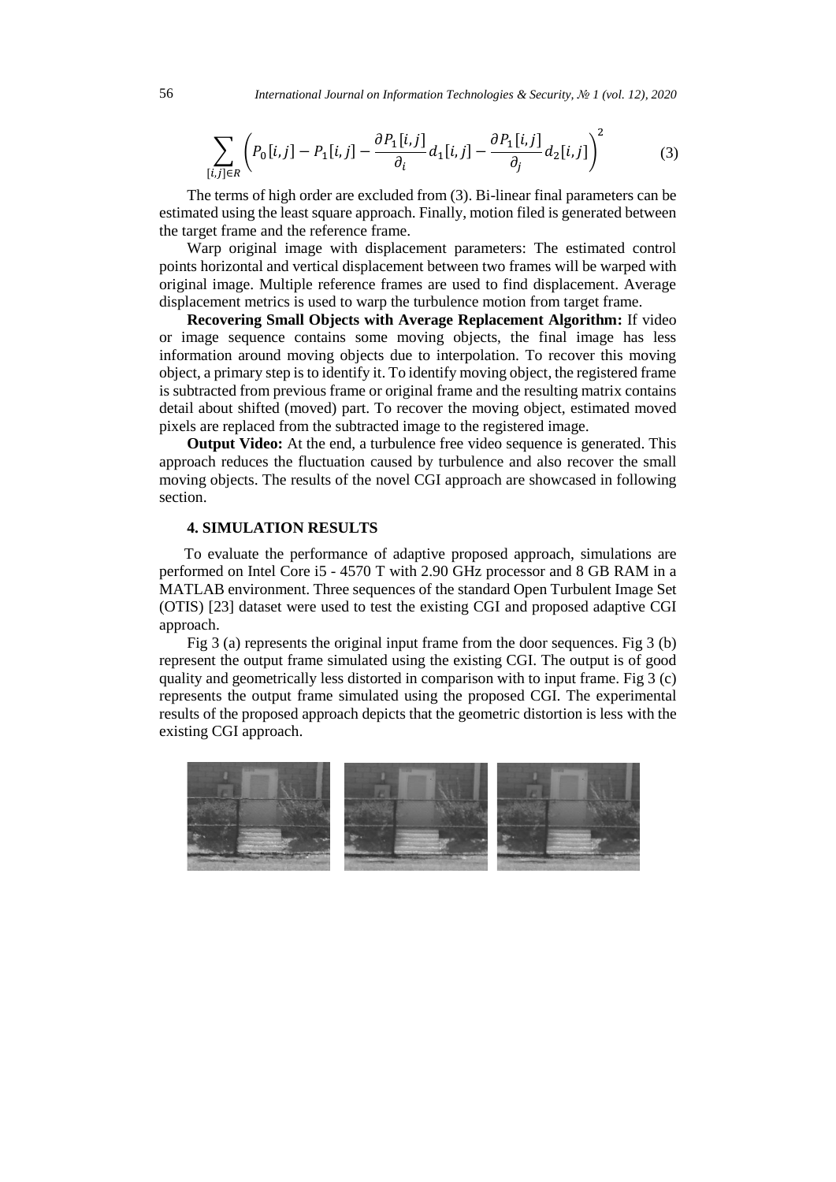$$\sum_{[i,j]\in R}\left(P_0[i,j]-P_1[i,j]-\frac{\partial P_1[i,j]}{\partial_i}d_1[i,j]-\frac{\partial P_1[i,j]}{\partial_j}d_2[i,j]\right)^2 \tag{3}$$

The terms of high order are excluded from (3). Bi-linear final parameters can be estimated using the least square approach. Finally, motion filed is generated between the target frame and the reference frame.

Warp original image with displacement parameters: The estimated control points horizontal and vertical displacement between two frames will be warped with original image. Multiple reference frames are used to find displacement. Average displacement metrics is used to warp the turbulence motion from target frame.

**Recovering Small Objects with Average Replacement Algorithm:** If video or image sequence contains some moving objects, the final image has less information around moving objects due to interpolation. To recover this moving object, a primary step is to identify it. To identify moving object, the registered frame is subtracted from previous frame or original frame and the resulting matrix contains detail about shifted (moved) part. To recover the moving object, estimated moved pixels are replaced from the subtracted image to the registered image.

**Output Video:** At the end, a turbulence free video sequence is generated. This approach reduces the fluctuation caused by turbulence and also recover the small moving objects. The results of the novel CGI approach are showcased in following section.

## 4. SIMULATION RESULTS

To evaluate the performance of adaptive proposed approach, simulations are performed on Intel Core i5 - 4570 T with 2.90 GHz processor and 8 GB RAM in a MATLAB environment. Three sequences of the standard Open Turbulent Image Set (OTIS) [23] dataset were used to test the existing CGI and proposed adaptive CGI approach.

Fig 3 (a) represents the original input frame from the door sequences. Fig 3 (b) represent the output frame simulated using the existing CGI. The output is of good quality and geometrically less distorted in comparison with to input frame. Fig 3 (c) represents the output frame simulated using the proposed CGI. The experimental results of the proposed approach depicts that the geometric distortion is less with the existing CGI approach.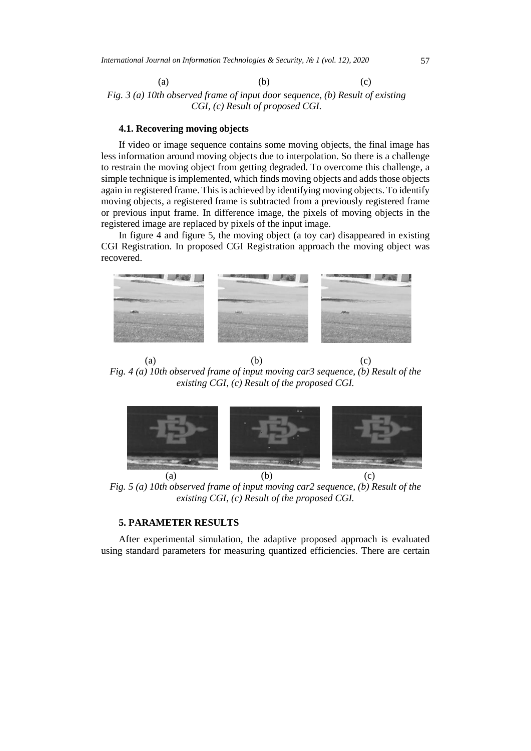(a) (b) (c)

*Fig. 3 (a) 10th observed frame of input door sequence, (b) Result of existing CGI, (c) Result of proposed CGI.*

### 4.1. Recovering moving objects

If video or image sequence contains some moving objects, the final image has less information around moving objects due to interpolation. So there is a challenge to restrain the moving object from getting degraded. To overcome this challenge, a simple technique is implemented, which finds moving objects and adds those objects again in registered frame. This is achieved by identifying moving objects. To identify moving objects, a registered frame is subtracted from a previously registered frame or previous input frame. In difference image, the pixels of moving objects in the registered image are replaced by pixels of the input image.

In figure 4 and figure 5, the moving object (a toy car) disappeared in existing CGI Registration. In proposed CGI Registration approach the moving object was recovered.

(a) (b) (c)

*Fig. 4 (a) 10th observed frame of input moving car3 sequence, (b) Result of the existing CGI, (c) Result of the proposed CGI.*

(a) (b) (c)

*Fig. 5 (a) 10th observed frame of input moving car2 sequence, (b) Result of the existing CGI, (c) Result of the proposed CGI.*

## 5. PARAMETER RESULTS

After experimental simulation, the adaptive proposed approach is evaluated using standard parameters for measuring quantized efficiencies. There are certain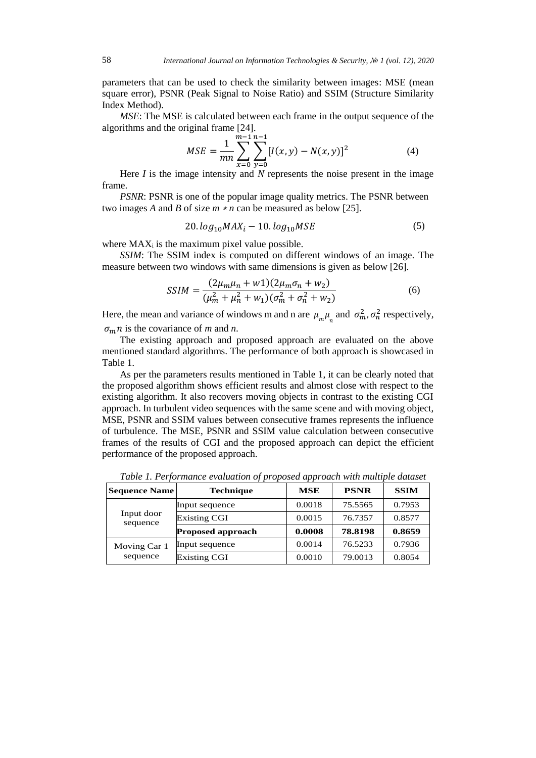parameters that can be used to check the similarity between images: MSE (mean square error), PSNR (Peak Signal to Noise Ratio) and SSIM (Structure Similarity Index Method).

*MSE*: The MSE is calculated between each frame in the output sequence of the algorithms and the original frame [24].

$$MSE = \frac{1}{mn}\sum_{x=0}^{m-1}\sum_{y=0}^{n-1}[I(x,y) - N(x,y)]^2 \tag{4}$$

Here *I* is the image intensity and *N* represents the noise present in the image frame.

*PSNR*: PSNR is one of the popular image quality metrics. The PSNR between two images *A* and *B* of size $m * n$ can be measured as below [25].

$$20.\,log_{10}MAX_i - 10.\,log_{10}MSE \tag{5}$$

where $MAX_i$ is the maximum pixel value possible.

*SSIM*: The SSIM index is computed on different windows of an image. The measure between two windows with same dimensions is given as below [26].

$$SSIM = \frac{(2\mu_m\mu_n + w1)(2\mu_m\sigma_n + w_2)}{(\mu_m^2 + \mu_n^2 + w_1)(\sigma_m^2 + \sigma_n^2 + w_2)} \tag{6}$$

Here, the mean and variance of windows m and n are $\mu_m\mu_n$ and $\sigma_m^2, \sigma_n^2$ respectively, $\sigma_m n$ is the covariance of *m* and *n*.

The existing approach and proposed approach are evaluated on the above mentioned standard algorithms. The performance of both approach is showcased in Table 1.

As per the parameters results mentioned in Table 1, it can be clearly noted that the proposed algorithm shows efficient results and almost close with respect to the existing algorithm. It also recovers moving objects in contrast to the existing CGI approach. In turbulent video sequences with the same scene and with moving object, MSE, PSNR and SSIM values between consecutive frames represents the influence of turbulence. The MSE, PSNR and SSIM value calculation between consecutive frames of the results of CGI and the proposed approach can depict the efficient performance of the proposed approach.

*Table 1. Performance evaluation of proposed approach with multiple dataset*

| Sequence Name | Technique | MSE | PSNR | SSIM |
|---|---|---|---|---|
| Input door sequence | Input sequence | 0.0018 | 75.5565 | 0.7953 |
| | Existing CGI | 0.0015 | 76.7357 | 0.8577 |
| | **Proposed approach** | **0.0008** | **78.8198** | **0.8659** |
| Moving Car 1 sequence | Input sequence | 0.0014 | 76.5233 | 0.7936 |
| | Existing CGI | 0.0010 | 79.0013 | 0.8054 |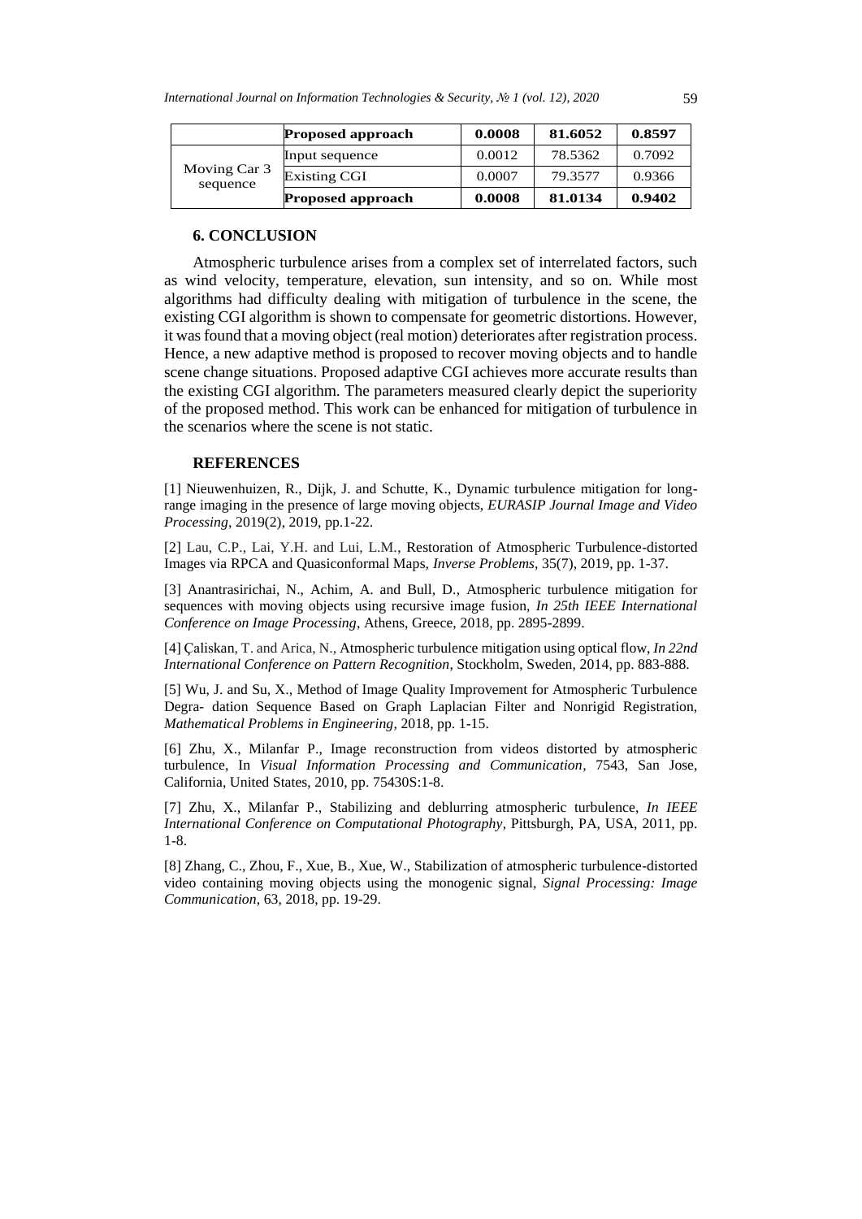| | Proposed approach | 0.0008 | 81.6052 | 0.8597 |
|---|---|---|---|---|
| Moving Car 3 sequence | Input sequence | 0.0012 | 78.5362 | 0.7092 |
| | Existing CGI | 0.0007 | 79.3577 | 0.9366 |
| | **Proposed approach** | **0.0008** | **81.0134** | **0.9402** |

## 6. CONCLUSION

Atmospheric turbulence arises from a complex set of interrelated factors, such as wind velocity, temperature, elevation, sun intensity, and so on. While most algorithms had difficulty dealing with mitigation of turbulence in the scene, the existing CGI algorithm is shown to compensate for geometric distortions. However, it was found that a moving object (real motion) deteriorates after registration process. Hence, a new adaptive method is proposed to recover moving objects and to handle scene change situations. Proposed adaptive CGI achieves more accurate results than the existing CGI algorithm. The parameters measured clearly depict the superiority of the proposed method. This work can be enhanced for mitigation of turbulence in the scenarios where the scene is not static.

## REFERENCES

[1] Nieuwenhuizen, R., Dijk, J. and Schutte, K., Dynamic turbulence mitigation for long-range imaging in the presence of large moving objects, *EURASIP Journal Image and Video Processing*, 2019(2), 2019, pp.1-22.

[2] Lau, C.P., Lai, Y.H. and Lui, L.M., Restoration of Atmospheric Turbulence-distorted Images via RPCA and Quasiconformal Maps, *Inverse Problems*, 35(7), 2019, pp. 1-37.

[3] Anantrasirichai, N., Achim, A. and Bull, D., Atmospheric turbulence mitigation for sequences with moving objects using recursive image fusion, *In 25th IEEE International Conference on Image Processing*, Athens, Greece, 2018, pp. 2895-2899.

[4] Çaliskan, T. and Arica, N., Atmospheric turbulence mitigation using optical flow, *In 22nd International Conference on Pattern Recognition*, Stockholm, Sweden, 2014, pp. 883-888.

[5] Wu, J. and Su, X., Method of Image Quality Improvement for Atmospheric Turbulence Degra- dation Sequence Based on Graph Laplacian Filter and Nonrigid Registration, *Mathematical Problems in Engineering*, 2018, pp. 1-15.

[6] Zhu, X., Milanfar P., Image reconstruction from videos distorted by atmospheric turbulence, In *Visual Information Processing and Communication*, 7543, San Jose, California, United States, 2010, pp. 75430S:1-8.

[7] Zhu, X., Milanfar P., Stabilizing and deblurring atmospheric turbulence, *In IEEE International Conference on Computational Photography*, Pittsburgh, PA, USA, 2011, pp. 1-8.

[8] Zhang, C., Zhou, F., Xue, B., Xue, W., Stabilization of atmospheric turbulence-distorted video containing moving objects using the monogenic signal, *Signal Processing: Image Communication*, 63, 2018, pp. 19-29.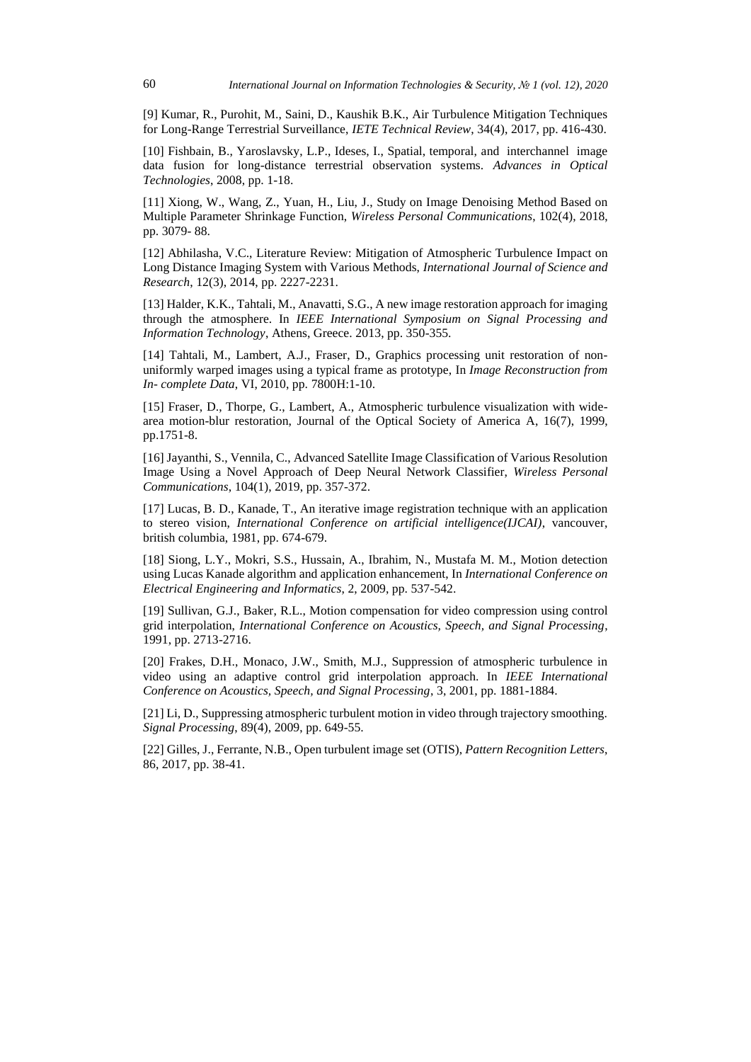[9] Kumar, R., Purohit, M., Saini, D., Kaushik B.K., Air Turbulence Mitigation Techniques for Long-Range Terrestrial Surveillance, *IETE Technical Review*, 34(4), 2017, pp. 416-430.

[10] Fishbain, B., Yaroslavsky, L.P., Ideses, I., Spatial, temporal, and interchannel image data fusion for long-distance terrestrial observation systems. *Advances in Optical Technologies*, 2008, pp. 1-18.

[11] Xiong, W., Wang, Z., Yuan, H., Liu, J., Study on Image Denoising Method Based on Multiple Parameter Shrinkage Function, *Wireless Personal Communications*, 102(4), 2018, pp. 3079- 88.

[12] Abhilasha, V.C., Literature Review: Mitigation of Atmospheric Turbulence Impact on Long Distance Imaging System with Various Methods, *International Journal of Science and Research*, 12(3), 2014, pp. 2227-2231.

[13] Halder, K.K., Tahtali, M., Anavatti, S.G., A new image restoration approach for imaging through the atmosphere. In *IEEE International Symposium on Signal Processing and Information Technology*, Athens, Greece. 2013, pp. 350-355.

[14] Tahtali, M., Lambert, A.J., Fraser, D., Graphics processing unit restoration of non-uniformly warped images using a typical frame as prototype, In *Image Reconstruction from In- complete Data*, VI, 2010, pp. 7800H:1-10.

[15] Fraser, D., Thorpe, G., Lambert, A., Atmospheric turbulence visualization with wide-area motion-blur restoration, Journal of the Optical Society of America A, 16(7), 1999, pp.1751-8.

[16] Jayanthi, S., Vennila, C., Advanced Satellite Image Classification of Various Resolution Image Using a Novel Approach of Deep Neural Network Classifier, *Wireless Personal Communications*, 104(1), 2019, pp. 357-372.

[17] Lucas, B. D., Kanade, T., An iterative image registration technique with an application to stereo vision, *International Conference on artificial intelligence(IJCAI)*, vancouver, british columbia, 1981, pp. 674-679.

[18] Siong, L.Y., Mokri, S.S., Hussain, A., Ibrahim, N., Mustafa M. M., Motion detection using Lucas Kanade algorithm and application enhancement, In *International Conference on Electrical Engineering and Informatics*, 2, 2009, pp. 537-542.

[19] Sullivan, G.J., Baker, R.L., Motion compensation for video compression using control grid interpolation, *International Conference on Acoustics, Speech, and Signal Processing*, 1991, pp. 2713-2716.

[20] Frakes, D.H., Monaco, J.W., Smith, M.J., Suppression of atmospheric turbulence in video using an adaptive control grid interpolation approach. In *IEEE International Conference on Acoustics, Speech, and Signal Processing*, 3, 2001, pp. 1881-1884.

[21] Li, D., Suppressing atmospheric turbulent motion in video through trajectory smoothing. *Signal Processing*, 89(4), 2009, pp. 649-55.

[22] Gilles, J., Ferrante, N.B., Open turbulent image set (OTIS), *Pattern Recognition Letters*, 86, 2017, pp. 38-41.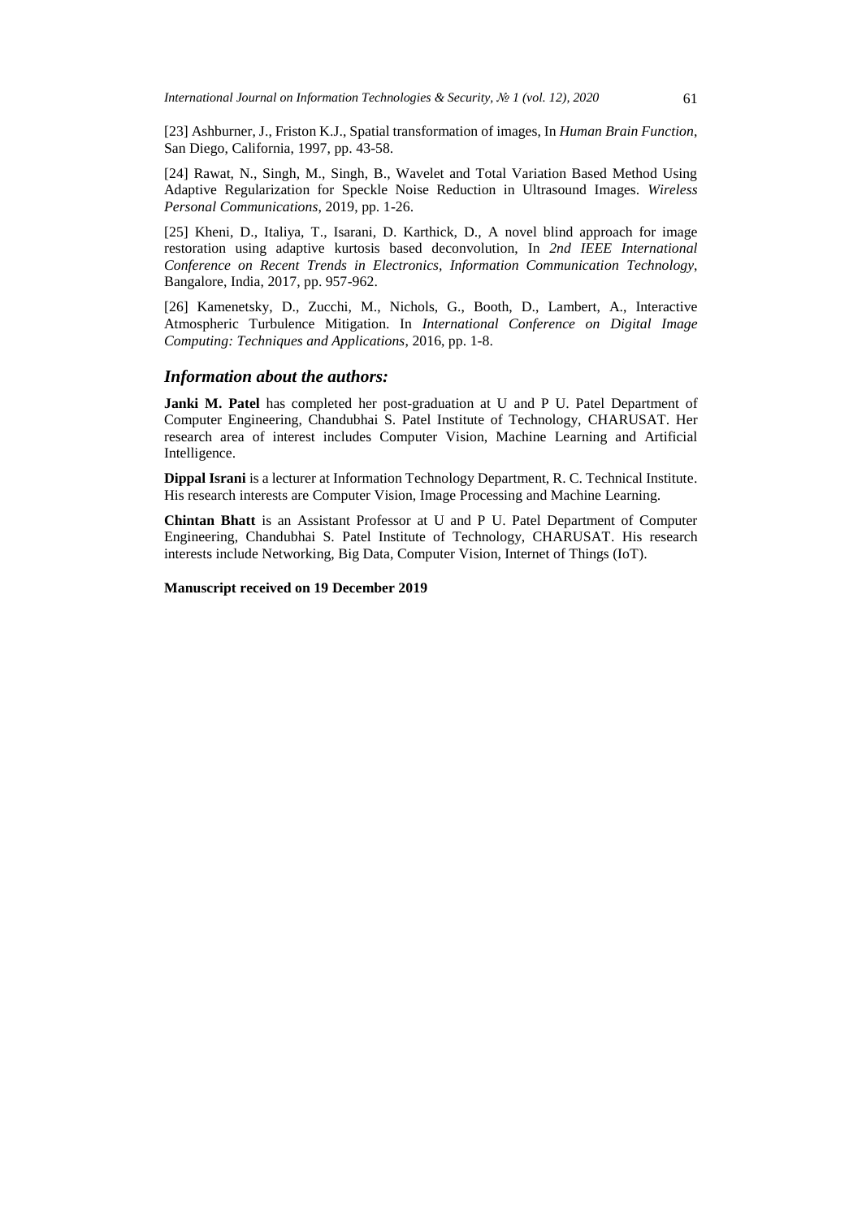[23] Ashburner, J., Friston K.J., Spatial transformation of images, In *Human Brain Function*, San Diego, California, 1997, pp. 43-58.

[24] Rawat, N., Singh, M., Singh, B., Wavelet and Total Variation Based Method Using Adaptive Regularization for Speckle Noise Reduction in Ultrasound Images. *Wireless Personal Communications*, 2019, pp. 1-26.

[25] Kheni, D., Italiya, T., Isarani, D. Karthick, D., A novel blind approach for image restoration using adaptive kurtosis based deconvolution, In *2nd IEEE International Conference on Recent Trends in Electronics, Information Communication Technology*, Bangalore, India, 2017, pp. 957-962.

[26] Kamenetsky, D., Zucchi, M., Nichols, G., Booth, D., Lambert, A., Interactive Atmospheric Turbulence Mitigation. In *International Conference on Digital Image Computing: Techniques and Applications*, 2016, pp. 1-8.

## *Information about the authors:*

**Janki M. Patel** has completed her post-graduation at U and P U. Patel Department of Computer Engineering, Chandubhai S. Patel Institute of Technology, CHARUSAT. Her research area of interest includes Computer Vision, Machine Learning and Artificial Intelligence.

**Dippal Israni** is a lecturer at Information Technology Department, R. C. Technical Institute. His research interests are Computer Vision, Image Processing and Machine Learning.

**Chintan Bhatt** is an Assistant Professor at U and P U. Patel Department of Computer Engineering, Chandubhai S. Patel Institute of Technology, CHARUSAT. His research interests include Networking, Big Data, Computer Vision, Internet of Things (IoT).

**Manuscript received on 19 December 2019**